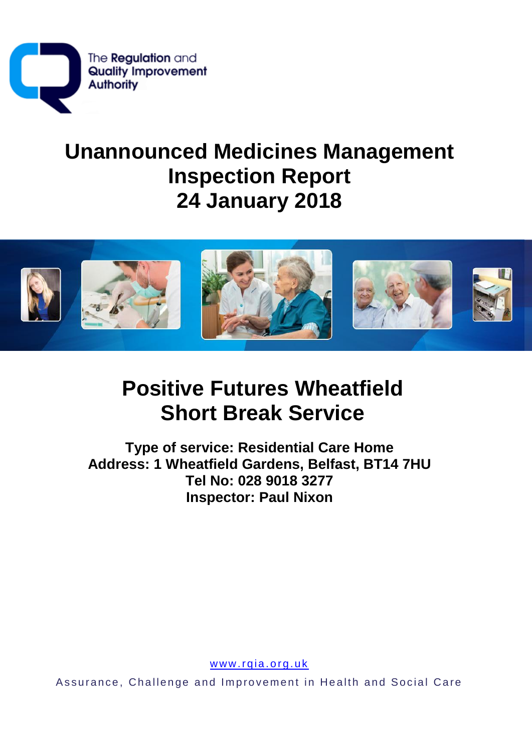The Regulation and Quality Improvement Authority

# Unannounced Medicines Management Inspection Report 24 January 2018

# Positive Futures Wheatfield Short Break Service

**Type of service: Residential Care Home**
**Address: 1 Wheatfield Gardens, Belfast, BT14 7HU**
**Tel No: 028 9018 3277**
**Inspector: Paul Nixon**

www.rqia.org.uk

Assurance, Challenge and Improvement in Health and Social Care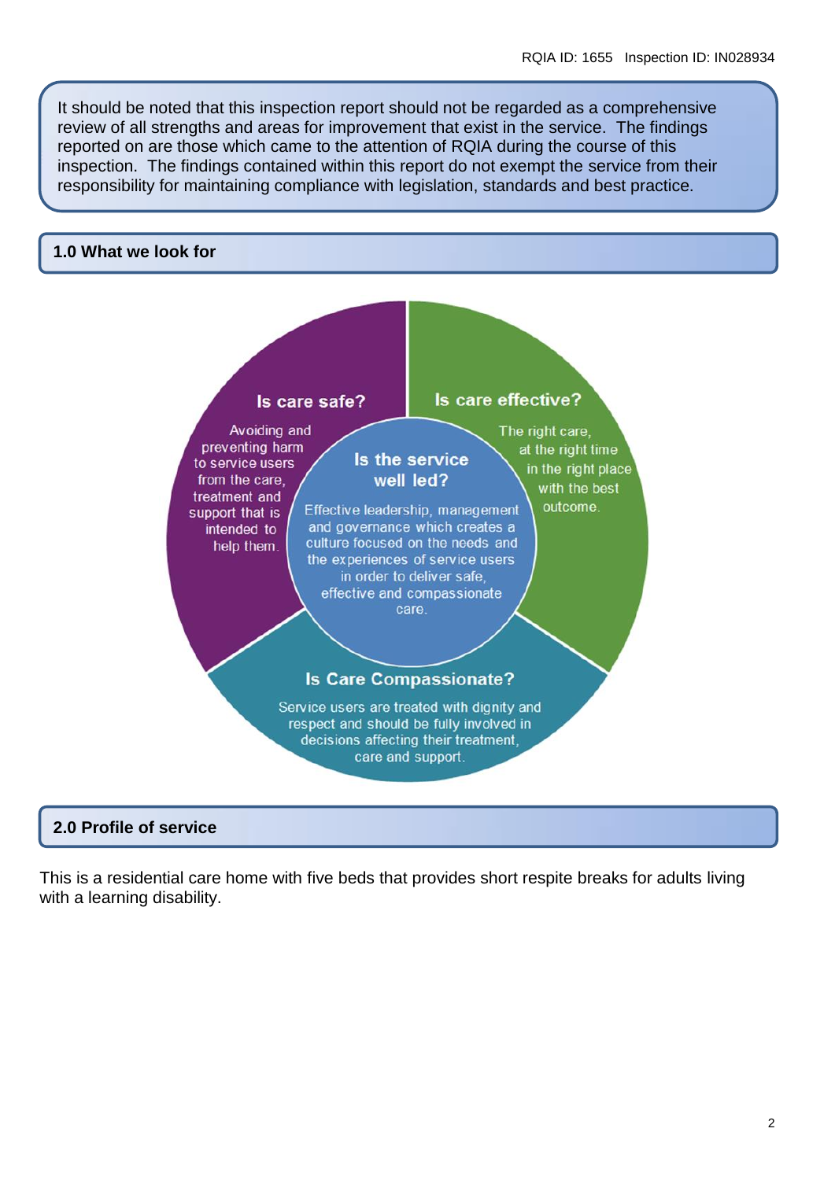It should be noted that this inspection report should not be regarded as a comprehensive review of all strengths and areas for improvement that exist in the service. The findings reported on are those which came to the attention of RQIA during the course of this inspection. The findings contained within this report do not exempt the service from their responsibility for maintaining compliance with legislation, standards and best practice.

## 1.0 What we look for

**Is care safe?**

Avoiding and preventing harm to service users from the care, treatment and support that is intended to help them.

**Is care effective?**

The right care, at the right time in the right place with the best outcome.

**Is the service well led?**

Effective leadership, management and governance which creates a culture focused on the needs and the experiences of service users in order to deliver safe, effective and compassionate care.

**Is Care Compassionate?**

Service users are treated with dignity and respect and should be fully involved in decisions affecting their treatment, care and support.

## 2.0 Profile of service

This is a residential care home with five beds that provides short respite breaks for adults living with a learning disability.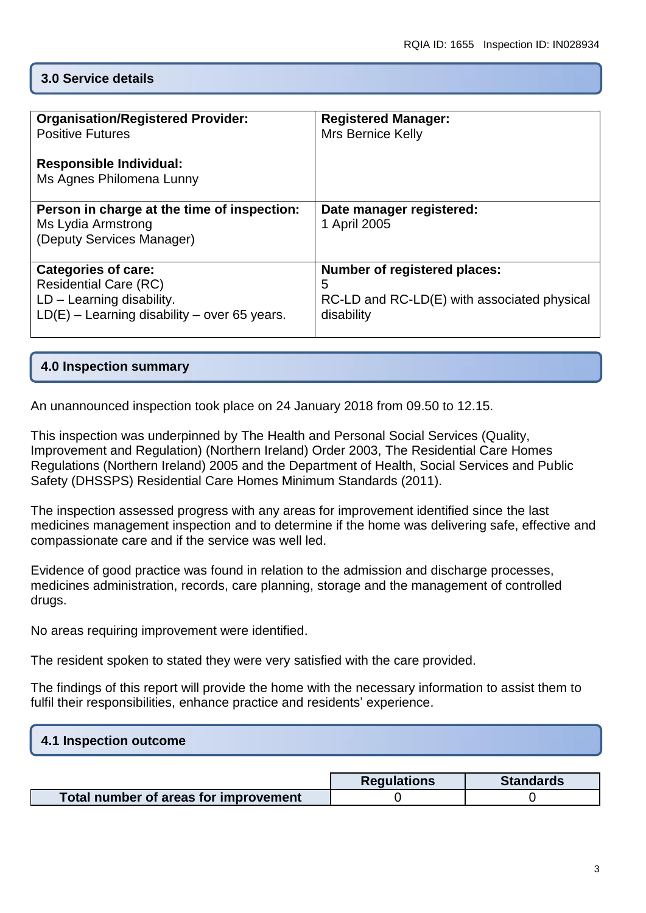## 3.0 Service details

| Organisation/Registered Provider:<br>Positive Futures<br><br>Responsible Individual:<br>Ms Agnes Philomena Lunny | Registered Manager:<br>Mrs Bernice Kelly |
|---|---|
| **Person in charge at the time of inspection:**<br>Ms Lydia Armstrong<br>(Deputy Services Manager) | **Date manager registered:**<br>1 April 2005 |
| **Categories of care:**<br>Residential Care (RC)<br>LD – Learning disability.<br>LD(E) – Learning disability – over 65 years. | **Number of registered places:**<br>5<br>RC-LD and RC-LD(E) with associated physical disability |

## 4.0 Inspection summary

An unannounced inspection took place on 24 January 2018 from 09.50 to 12.15.

This inspection was underpinned by The Health and Personal Social Services (Quality, Improvement and Regulation) (Northern Ireland) Order 2003, The Residential Care Homes Regulations (Northern Ireland) 2005 and the Department of Health, Social Services and Public Safety (DHSSPS) Residential Care Homes Minimum Standards (2011).

The inspection assessed progress with any areas for improvement identified since the last medicines management inspection and to determine if the home was delivering safe, effective and compassionate care and if the service was well led.

Evidence of good practice was found in relation to the admission and discharge processes, medicines administration, records, care planning, storage and the management of controlled drugs.

No areas requiring improvement were identified.

The resident spoken to stated they were very satisfied with the care provided.

The findings of this report will provide the home with the necessary information to assist them to fulfil their responsibilities, enhance practice and residents' experience.

## 4.1 Inspection outcome

| | Regulations | Standards |
|---|---|---|
| **Total number of areas for improvement** | 0 | 0 |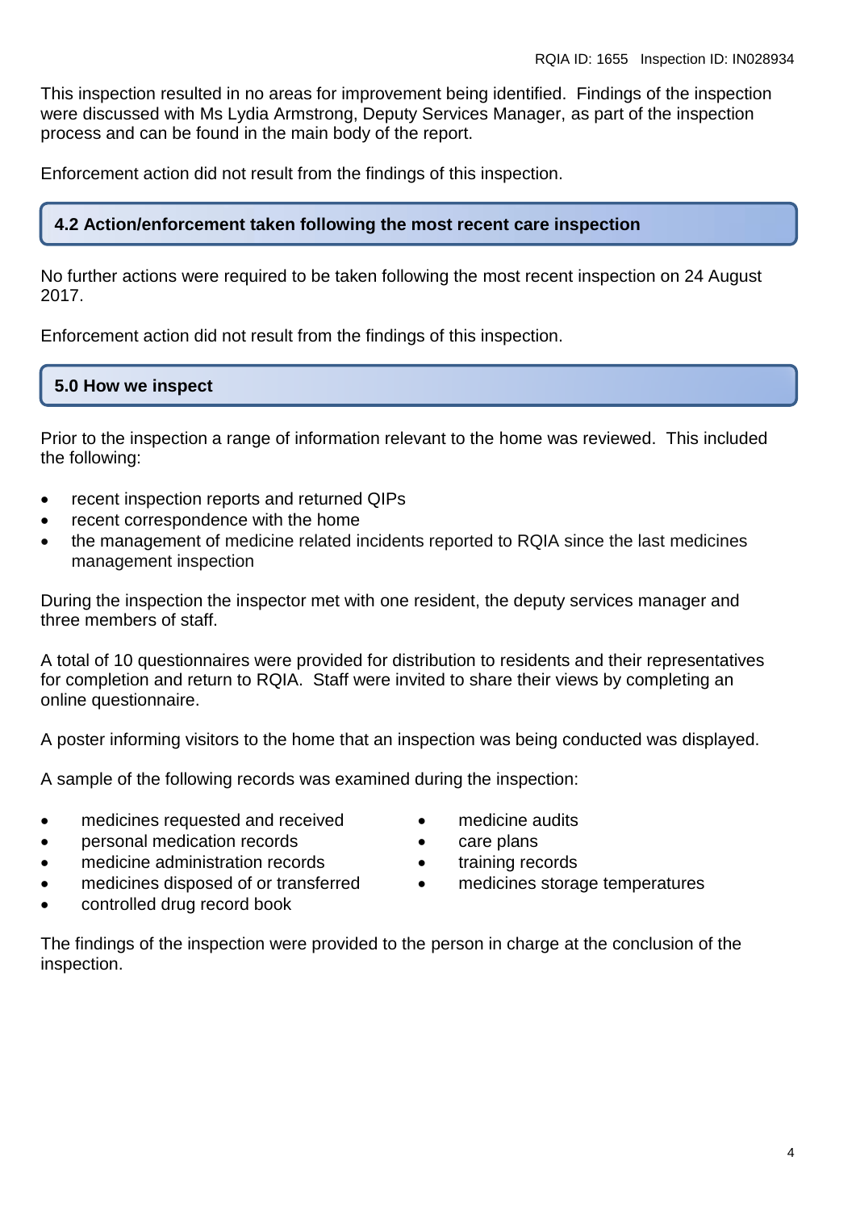This inspection resulted in no areas for improvement being identified. Findings of the inspection were discussed with Ms Lydia Armstrong, Deputy Services Manager, as part of the inspection process and can be found in the main body of the report.

Enforcement action did not result from the findings of this inspection.

## 4.2 Action/enforcement taken following the most recent care inspection

No further actions were required to be taken following the most recent inspection on 24 August 2017.

Enforcement action did not result from the findings of this inspection.

## 5.0 How we inspect

Prior to the inspection a range of information relevant to the home was reviewed. This included the following:

- recent inspection reports and returned QIPs
- recent correspondence with the home
- the management of medicine related incidents reported to RQIA since the last medicines management inspection

During the inspection the inspector met with one resident, the deputy services manager and three members of staff.

A total of 10 questionnaires were provided for distribution to residents and their representatives for completion and return to RQIA. Staff were invited to share their views by completing an online questionnaire.

A poster informing visitors to the home that an inspection was being conducted was displayed.

A sample of the following records was examined during the inspection:

- medicines requested and received
- personal medication records
- medicine administration records
- medicines disposed of or transferred
- controlled drug record book
- medicine audits
- care plans
- training records
- medicines storage temperatures

The findings of the inspection were provided to the person in charge at the conclusion of the inspection.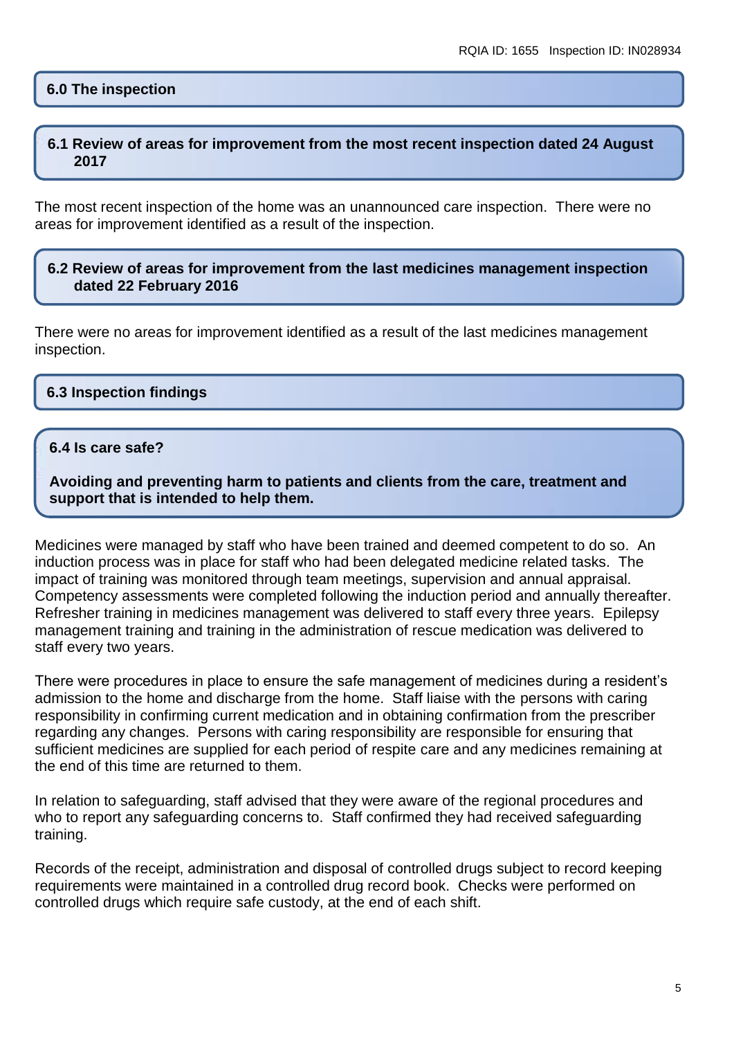## 6.0 The inspection

### 6.1 Review of areas for improvement from the most recent inspection dated 24 August 2017

The most recent inspection of the home was an unannounced care inspection. There were no areas for improvement identified as a result of the inspection.

### 6.2 Review of areas for improvement from the last medicines management inspection dated 22 February 2016

There were no areas for improvement identified as a result of the last medicines management inspection.

### 6.3 Inspection findings

### 6.4 Is care safe?

**Avoiding and preventing harm to patients and clients from the care, treatment and support that is intended to help them.**

Medicines were managed by staff who have been trained and deemed competent to do so. An induction process was in place for staff who had been delegated medicine related tasks. The impact of training was monitored through team meetings, supervision and annual appraisal. Competency assessments were completed following the induction period and annually thereafter. Refresher training in medicines management was delivered to staff every three years. Epilepsy management training and training in the administration of rescue medication was delivered to staff every two years.

There were procedures in place to ensure the safe management of medicines during a resident's admission to the home and discharge from the home. Staff liaise with the persons with caring responsibility in confirming current medication and in obtaining confirmation from the prescriber regarding any changes. Persons with caring responsibility are responsible for ensuring that sufficient medicines are supplied for each period of respite care and any medicines remaining at the end of this time are returned to them.

In relation to safeguarding, staff advised that they were aware of the regional procedures and who to report any safeguarding concerns to. Staff confirmed they had received safeguarding training.

Records of the receipt, administration and disposal of controlled drugs subject to record keeping requirements were maintained in a controlled drug record book. Checks were performed on controlled drugs which require safe custody, at the end of each shift.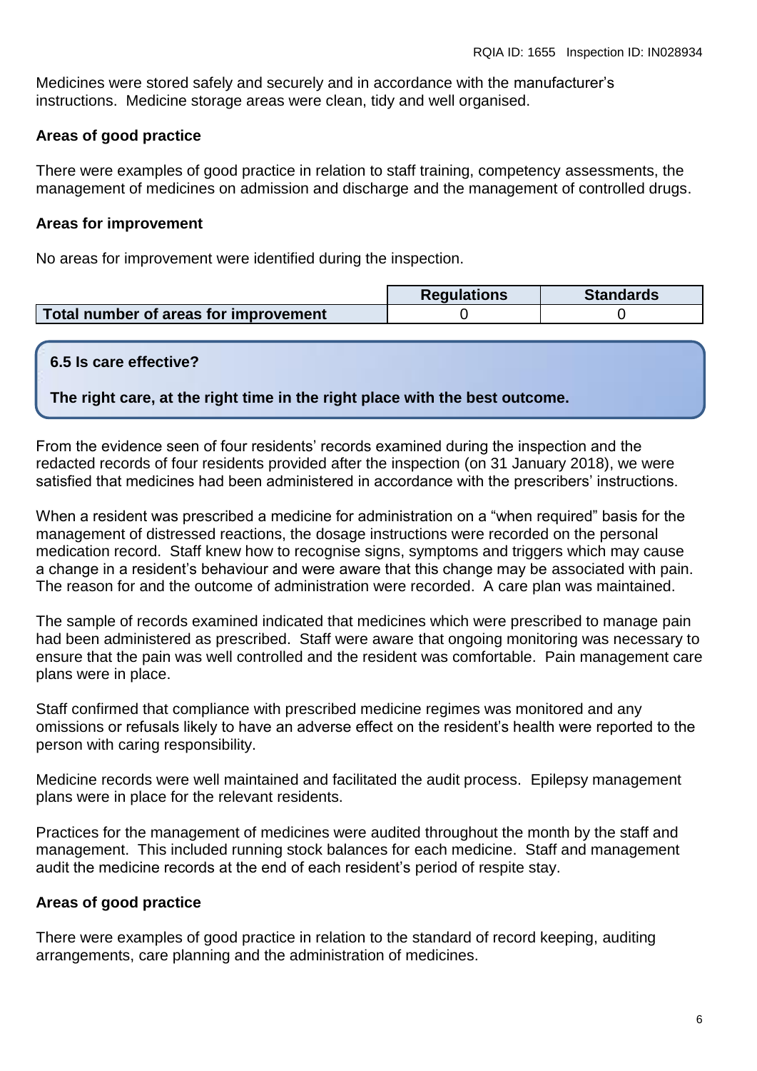Medicines were stored safely and securely and in accordance with the manufacturer's instructions. Medicine storage areas were clean, tidy and well organised.

**Areas of good practice**

There were examples of good practice in relation to staff training, competency assessments, the management of medicines on admission and discharge and the management of controlled drugs.

**Areas for improvement**

No areas for improvement were identified during the inspection.

| | Regulations | Standards |
|---|---|---|
| **Total number of areas for improvement** | 0 | 0 |

**6.5 Is care effective?**

**The right care, at the right time in the right place with the best outcome.**

From the evidence seen of four residents' records examined during the inspection and the redacted records of four residents provided after the inspection (on 31 January 2018), we were satisfied that medicines had been administered in accordance with the prescribers' instructions.

When a resident was prescribed a medicine for administration on a "when required" basis for the management of distressed reactions, the dosage instructions were recorded on the personal medication record. Staff knew how to recognise signs, symptoms and triggers which may cause a change in a resident's behaviour and were aware that this change may be associated with pain. The reason for and the outcome of administration were recorded. A care plan was maintained.

The sample of records examined indicated that medicines which were prescribed to manage pain had been administered as prescribed. Staff were aware that ongoing monitoring was necessary to ensure that the pain was well controlled and the resident was comfortable. Pain management care plans were in place.

Staff confirmed that compliance with prescribed medicine regimes was monitored and any omissions or refusals likely to have an adverse effect on the resident's health were reported to the person with caring responsibility.

Medicine records were well maintained and facilitated the audit process. Epilepsy management plans were in place for the relevant residents.

Practices for the management of medicines were audited throughout the month by the staff and management. This included running stock balances for each medicine. Staff and management audit the medicine records at the end of each resident's period of respite stay.

**Areas of good practice**

There were examples of good practice in relation to the standard of record keeping, auditing arrangements, care planning and the administration of medicines.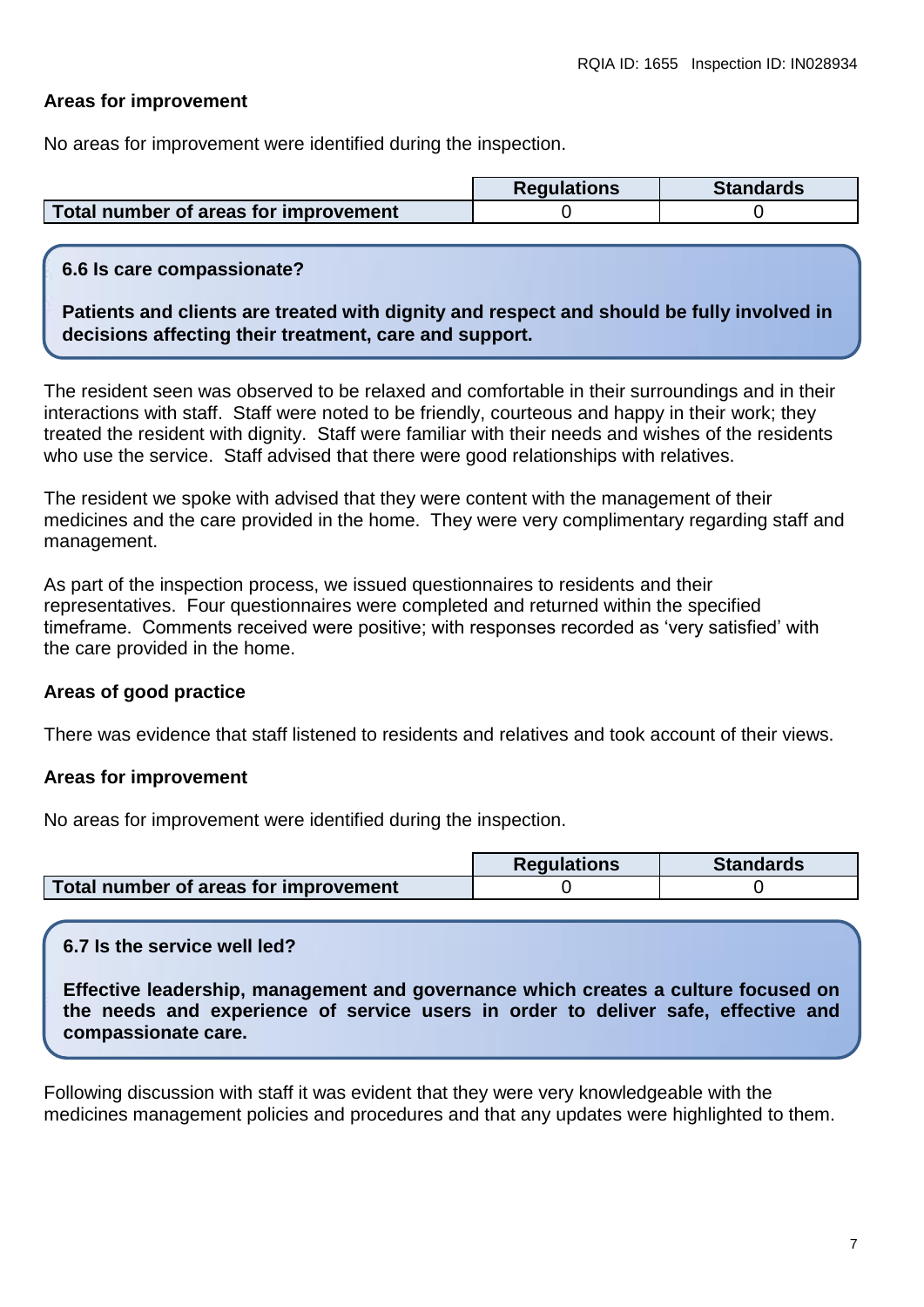**Areas for improvement**

No areas for improvement were identified during the inspection.

| | Regulations | Standards |
|---|---|---|
| **Total number of areas for improvement** | 0 | 0 |

**6.6 Is care compassionate?**

**Patients and clients are treated with dignity and respect and should be fully involved in decisions affecting their treatment, care and support.**

The resident seen was observed to be relaxed and comfortable in their surroundings and in their interactions with staff. Staff were noted to be friendly, courteous and happy in their work; they treated the resident with dignity. Staff were familiar with their needs and wishes of the residents who use the service. Staff advised that there were good relationships with relatives.

The resident we spoke with advised that they were content with the management of their medicines and the care provided in the home. They were very complimentary regarding staff and management.

As part of the inspection process, we issued questionnaires to residents and their representatives. Four questionnaires were completed and returned within the specified timeframe. Comments received were positive; with responses recorded as 'very satisfied' with the care provided in the home.

**Areas of good practice**

There was evidence that staff listened to residents and relatives and took account of their views.

**Areas for improvement**

No areas for improvement were identified during the inspection.

| | Regulations | Standards |
|---|---|---|
| **Total number of areas for improvement** | 0 | 0 |

**6.7 Is the service well led?**

**Effective leadership, management and governance which creates a culture focused on the needs and experience of service users in order to deliver safe, effective and compassionate care.**

Following discussion with staff it was evident that they were very knowledgeable with the medicines management policies and procedures and that any updates were highlighted to them.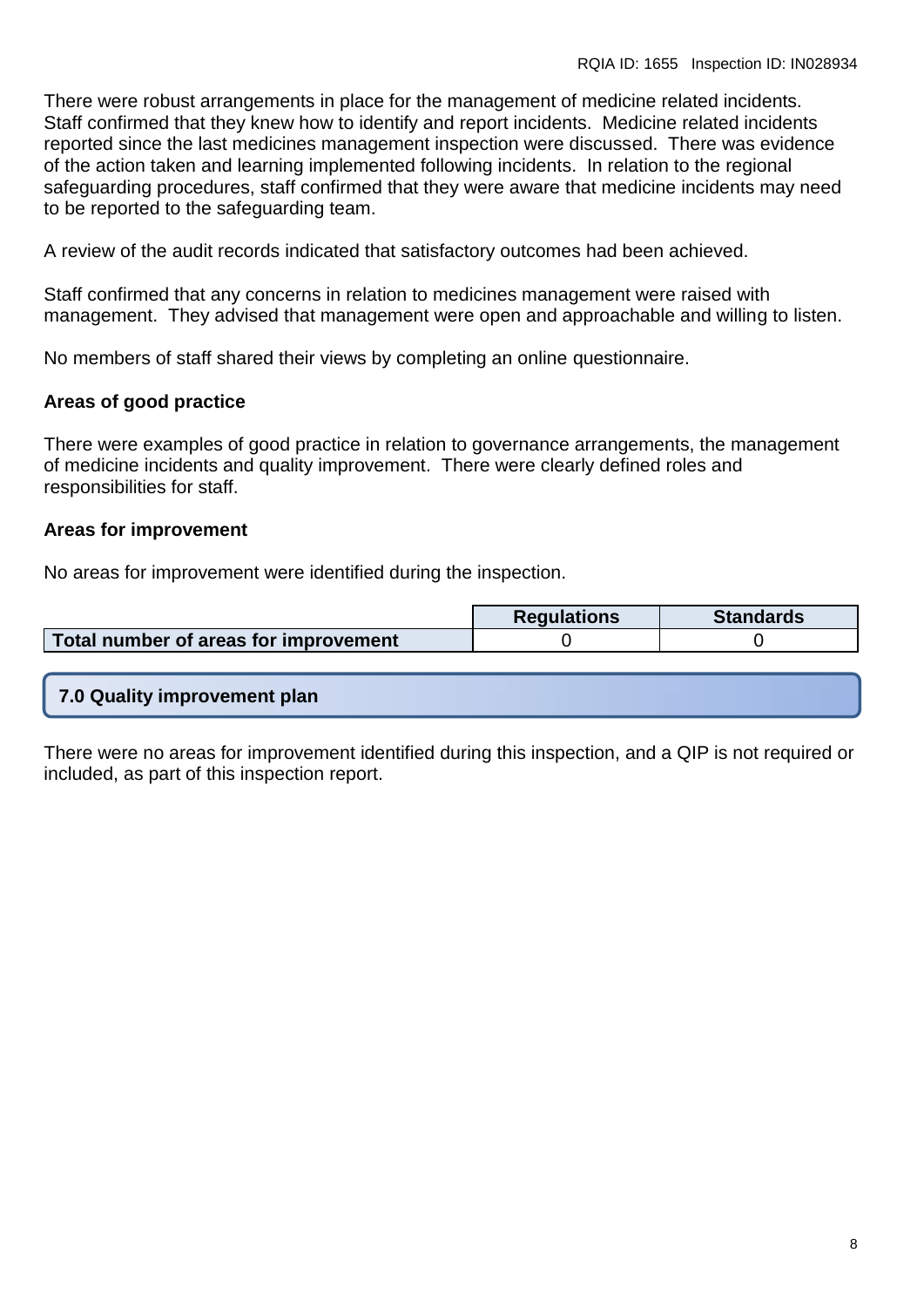There were robust arrangements in place for the management of medicine related incidents. Staff confirmed that they knew how to identify and report incidents. Medicine related incidents reported since the last medicines management inspection were discussed. There was evidence of the action taken and learning implemented following incidents. In relation to the regional safeguarding procedures, staff confirmed that they were aware that medicine incidents may need to be reported to the safeguarding team.

A review of the audit records indicated that satisfactory outcomes had been achieved.

Staff confirmed that any concerns in relation to medicines management were raised with management. They advised that management were open and approachable and willing to listen.

No members of staff shared their views by completing an online questionnaire.

**Areas of good practice**

There were examples of good practice in relation to governance arrangements, the management of medicine incidents and quality improvement. There were clearly defined roles and responsibilities for staff.

**Areas for improvement**

No areas for improvement were identified during the inspection.

| | Regulations | Standards |
|---|---|---|
| **Total number of areas for improvement** | 0 | 0 |

## 7.0 Quality improvement plan

There were no areas for improvement identified during this inspection, and a QIP is not required or included, as part of this inspection report.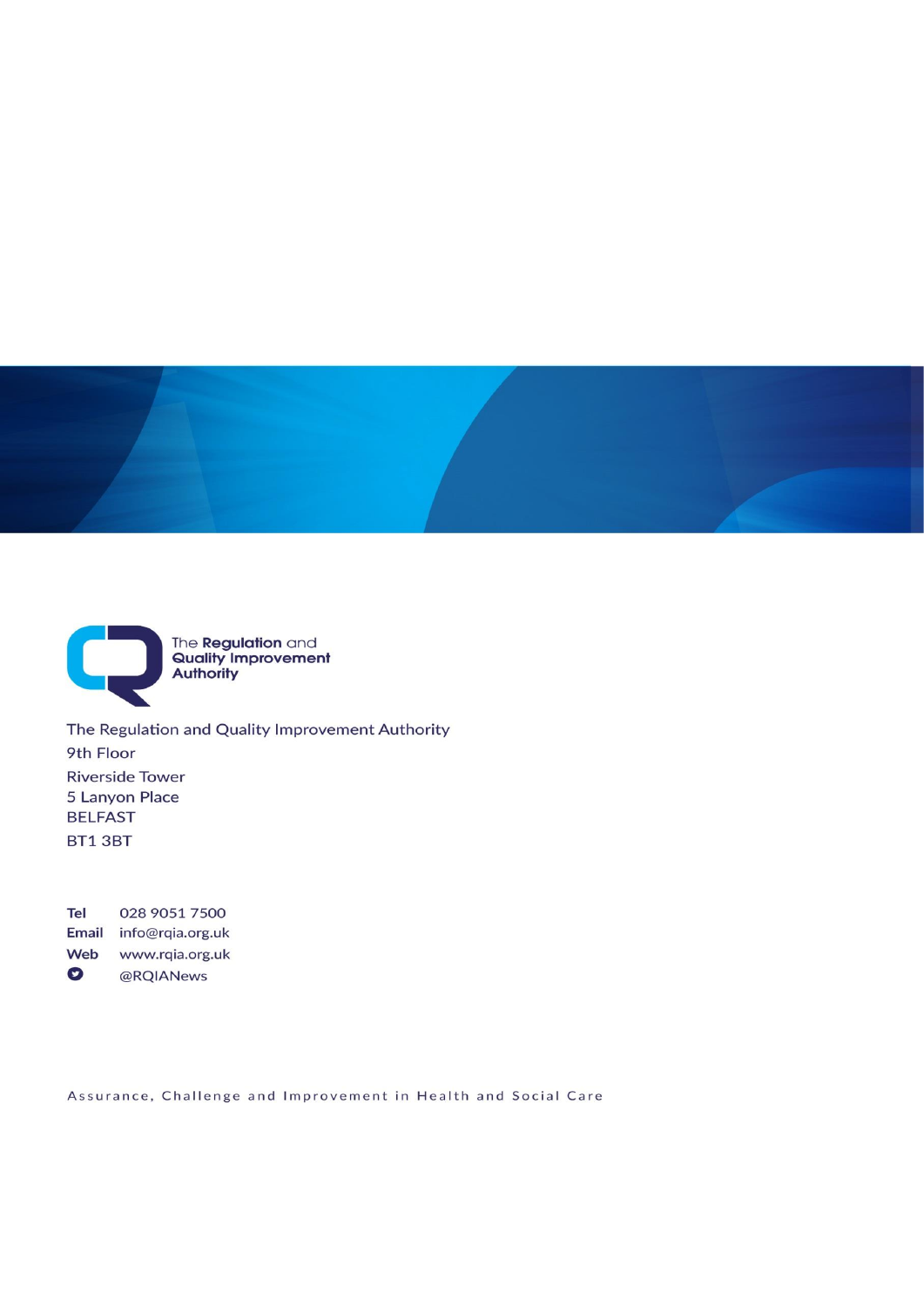The Regulation and Quality Improvement Authority

The Regulation and Quality Improvement Authority
9th Floor
Riverside Tower
5 Lanyon Place
BELFAST
BT1 3BT

| | |
|---|---|
| **Tel** | 028 9051 7500 |
| **Email** | info@rqia.org.uk |
| **Web** | www.rqia.org.uk |
| | @RQIANews |

Assurance, Challenge and Improvement in Health and Social Care